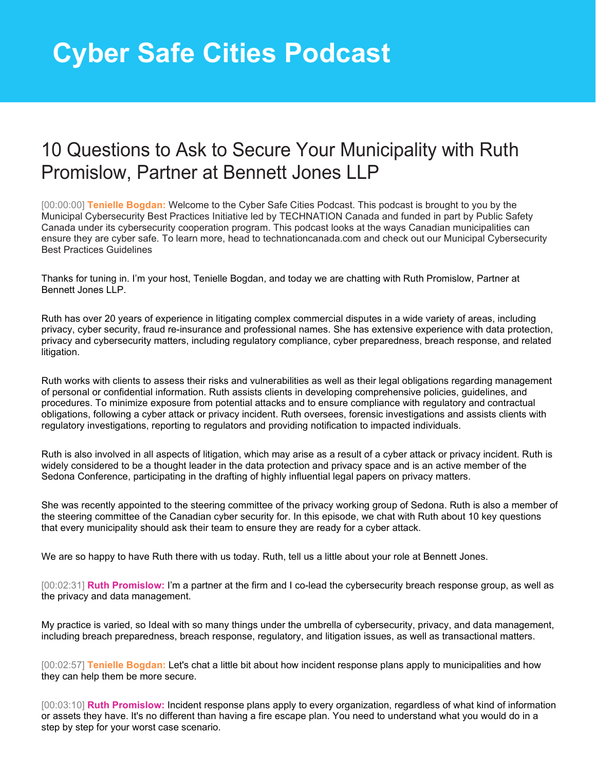# Cyber Safe Cities Podcast

## 10 Questions to Ask to Secure Your Municipality with Ruth Promislow, Partner at Bennett Jones LLP

[00:00:00] **Tenielle Bogdan:** Welcome to the Cyber Safe Cities Podcast. This podcast is brought to you by the Municipal Cybersecurity Best Practices Initiative led by TECHNATION Canada and funded in part by Public Safety Canada under its cybersecurity cooperation program. This podcast looks at the ways Canadian municipalities can ensure they are cyber safe. To learn more, head to technationcanada.com and check out our Municipal Cybersecurity Best Practices Guidelines

Thanks for tuning in. I'm your host, Tenielle Bogdan, and today we are chatting with Ruth Promislow, Partner at Bennett Jones LLP.

Ruth has over 20 years of experience in litigating complex commercial disputes in a wide variety of areas, including privacy, cyber security, fraud re-insurance and professional names. She has extensive experience with data protection, privacy and cybersecurity matters, including regulatory compliance, cyber preparedness, breach response, and related litigation.

Ruth works with clients to assess their risks and vulnerabilities as well as their legal obligations regarding management of personal or confidential information. Ruth assists clients in developing comprehensive policies, guidelines, and procedures. To minimize exposure from potential attacks and to ensure compliance with regulatory and contractual obligations, following a cyber attack or privacy incident. Ruth oversees, forensic investigations and assists clients with regulatory investigations, reporting to regulators and providing notification to impacted individuals.

Ruth is also involved in all aspects of litigation, which may arise as a result of a cyber attack or privacy incident. Ruth is widely considered to be a thought leader in the data protection and privacy space and is an active member of the Sedona Conference, participating in the drafting of highly influential legal papers on privacy matters.

She was recently appointed to the steering committee of the privacy working group of Sedona. Ruth is also a member of the steering committee of the Canadian cyber security for. In this episode, we chat with Ruth about 10 key questions that every municipality should ask their team to ensure they are ready for a cyber attack.

We are so happy to have Ruth there with us today. Ruth, tell us a little about your role at Bennett Jones.

[00:02:31] **Ruth Promislow:** I'm a partner at the firm and I co-lead the cybersecurity breach response group, as well as the privacy and data management.

My practice is varied, so Ideal with so many things under the umbrella of cybersecurity, privacy, and data management, including breach preparedness, breach response, regulatory, and litigation issues, as well as transactional matters.

[00:02:57] **Tenielle Bogdan:** Let's chat a little bit about how incident response plans apply to municipalities and how they can help them be more secure.

[00:03:10] **Ruth Promislow:** Incident response plans apply to every organization, regardless of what kind of information or assets they have. It's no different than having a fire escape plan. You need to understand what you would do in a step by step for your worst case scenario.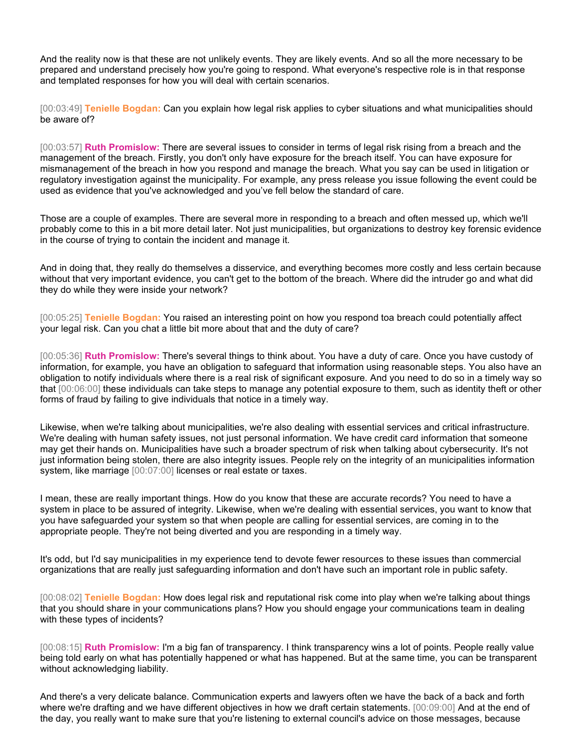And the reality now is that these are not unlikely events. They are likely events. And so all the more necessary to be prepared and understand precisely how you're going to respond. What everyone's respective role is in that response and templated responses for how you will deal with certain scenarios.

[00:03:49] **Tenielle Bogdan:** Can you explain how legal risk applies to cyber situations and what municipalities should be aware of?

[00:03:57] **Ruth Promislow:** There are several issues to consider in terms of legal risk rising from a breach and the management of the breach. Firstly, you don't only have exposure for the breach itself. You can have exposure for mismanagement of the breach in how you respond and manage the breach. What you say can be used in litigation or regulatory investigation against the municipality. For example, any press release you issue following the event could be used as evidence that you've acknowledged and you've fell below the standard of care.

Those are a couple of examples. There are several more in responding to a breach and often messed up, which we'll probably come to this in a bit more detail later. Not just municipalities, but organizations to destroy key forensic evidence in the course of trying to contain the incident and manage it.

And in doing that, they really do themselves a disservice, and everything becomes more costly and less certain because without that very important evidence, you can't get to the bottom of the breach. Where did the intruder go and what did they do while they were inside your network?

[00:05:25] **Tenielle Bogdan:** You raised an interesting point on how you respond toa breach could potentially affect your legal risk. Can you chat a little bit more about that and the duty of care?

[00:05:36] **Ruth Promislow:** There's several things to think about. You have a duty of care. Once you have custody of information, for example, you have an obligation to safeguard that information using reasonable steps. You also have an obligation to notify individuals where there is a real risk of significant exposure. And you need to do so in a timely way so that [00:06:00] these individuals can take steps to manage any potential exposure to them, such as identity theft or other forms of fraud by failing to give individuals that notice in a timely way.

Likewise, when we're talking about municipalities, we're also dealing with essential services and critical infrastructure. We're dealing with human safety issues, not just personal information. We have credit card information that someone may get their hands on. Municipalities have such a broader spectrum of risk when talking about cybersecurity. It's not just information being stolen, there are also integrity issues. People rely on the integrity of an municipalities information system, like marriage [00:07:00] licenses or real estate or taxes.

I mean, these are really important things. How do you know that these are accurate records? You need to have a system in place to be assured of integrity. Likewise, when we're dealing with essential services, you want to know that you have safeguarded your system so that when people are calling for essential services, are coming in to the appropriate people. They're not being diverted and you are responding in a timely way.

It's odd, but I'd say municipalities in my experience tend to devote fewer resources to these issues than commercial organizations that are really just safeguarding information and don't have such an important role in public safety.

[00:08:02] **Tenielle Bogdan:** How does legal risk and reputational risk come into play when we're talking about things that you should share in your communications plans? How you should engage your communications team in dealing with these types of incidents?

[00:08:15] **Ruth Promislow:** I'm a big fan of transparency. I think transparency wins a lot of points. People really value being told early on what has potentially happened or what has happened. But at the same time, you can be transparent without acknowledging liability.

And there's a very delicate balance. Communication experts and lawyers often we have the back of a back and forth where we're drafting and we have different objectives in how we draft certain statements. [00:09:00] And at the end of the day, you really want to make sure that you're listening to external council's advice on those messages, because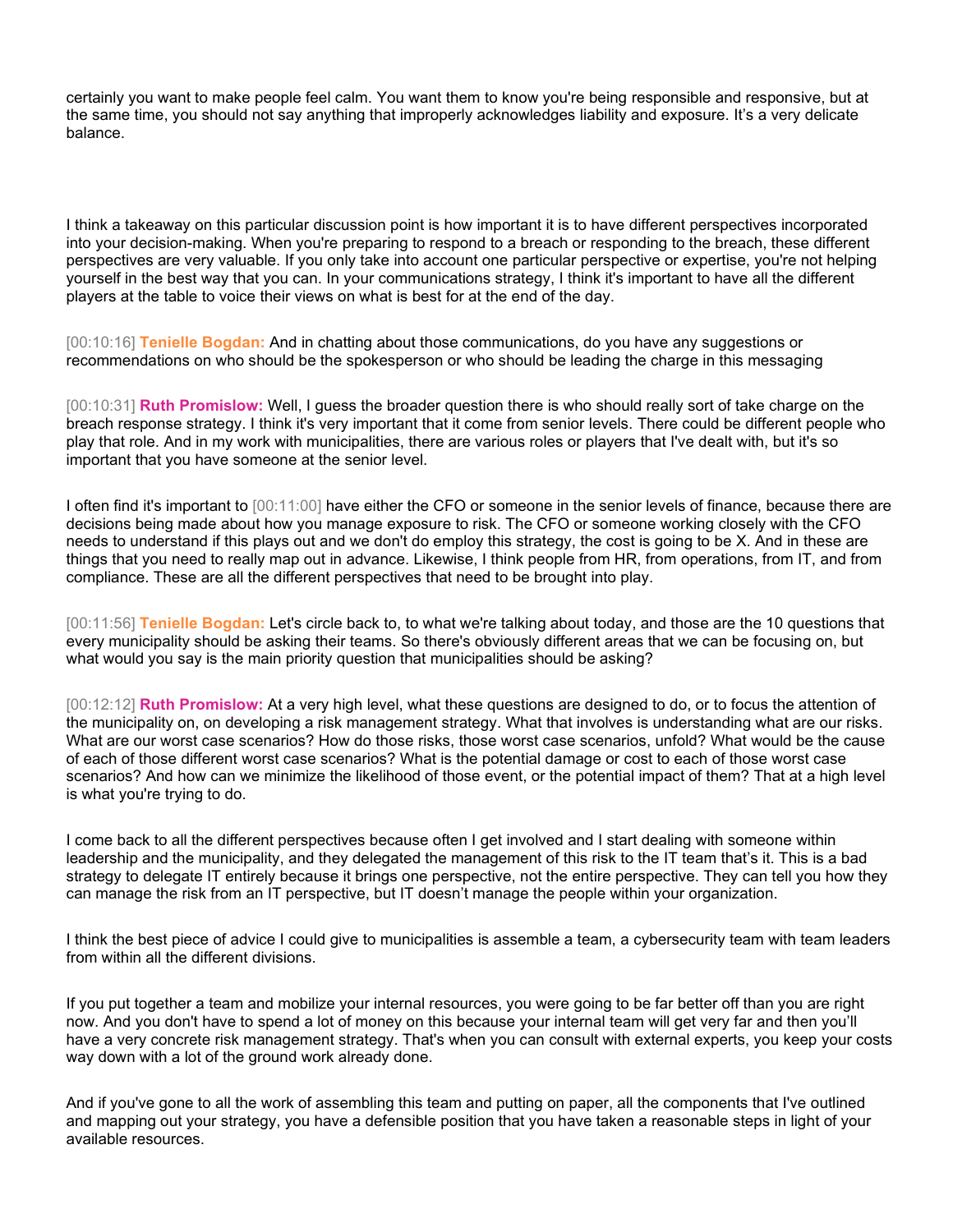certainly you want to make people feel calm. You want them to know you're being responsible and responsive, but at the same time, you should not say anything that improperly acknowledges liability and exposure. It's a very delicate balance.

I think a takeaway on this particular discussion point is how important it is to have different perspectives incorporated into your decision-making. When you're preparing to respond to a breach or responding to the breach, these different perspectives are very valuable. If you only take into account one particular perspective or expertise, you're not helping yourself in the best way that you can. In your communications strategy, I think it's important to have all the different players at the table to voice their views on what is best for at the end of the day.

[00:10:16] **Tenielle Bogdan:** And in chatting about those communications, do you have any suggestions or recommendations on who should be the spokesperson or who should be leading the charge in this messaging

[00:10:31] **Ruth Promislow:** Well, I guess the broader question there is who should really sort of take charge on the breach response strategy. I think it's very important that it come from senior levels. There could be different people who play that role. And in my work with municipalities, there are various roles or players that I've dealt with, but it's so important that you have someone at the senior level.

I often find it's important to [00:11:00] have either the CFO or someone in the senior levels of finance, because there are decisions being made about how you manage exposure to risk. The CFO or someone working closely with the CFO needs to understand if this plays out and we don't do employ this strategy, the cost is going to be X. And in these are things that you need to really map out in advance. Likewise, I think people from HR, from operations, from IT, and from compliance. These are all the different perspectives that need to be brought into play.

[00:11:56] **Tenielle Bogdan:** Let's circle back to, to what we're talking about today, and those are the 10 questions that every municipality should be asking their teams. So there's obviously different areas that we can be focusing on, but what would you say is the main priority question that municipalities should be asking?

[00:12:12] **Ruth Promislow:** At a very high level, what these questions are designed to do, or to focus the attention of the municipality on, on developing a risk management strategy. What that involves is understanding what are our risks. What are our worst case scenarios? How do those risks, those worst case scenarios, unfold? What would be the cause of each of those different worst case scenarios? What is the potential damage or cost to each of those worst case scenarios? And how can we minimize the likelihood of those event, or the potential impact of them? That at a high level is what you're trying to do.

I come back to all the different perspectives because often I get involved and I start dealing with someone within leadership and the municipality, and they delegated the management of this risk to the IT team that's it. This is a bad strategy to delegate IT entirely because it brings one perspective, not the entire perspective. They can tell you how they can manage the risk from an IT perspective, but IT doesn't manage the people within your organization.

I think the best piece of advice I could give to municipalities is assemble a team, a cybersecurity team with team leaders from within all the different divisions.

If you put together a team and mobilize your internal resources, you were going to be far better off than you are right now. And you don't have to spend a lot of money on this because your internal team will get very far and then you'll have a very concrete risk management strategy. That's when you can consult with external experts, you keep your costs way down with a lot of the ground work already done.

And if you've gone to all the work of assembling this team and putting on paper, all the components that I've outlined and mapping out your strategy, you have a defensible position that you have taken a reasonable steps in light of your available resources.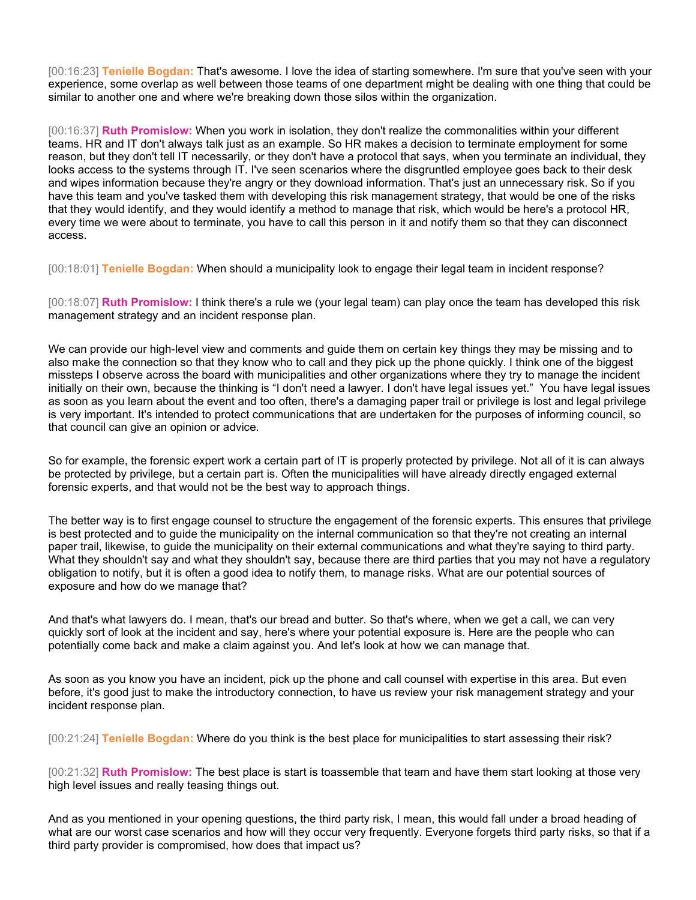[00:16:23] **Tenielle Bogdan:** That's awesome. I love the idea of starting somewhere. I'm sure that you've seen with your experience, some overlap as well between those teams of one department might be dealing with one thing that could be similar to another one and where we're breaking down those silos within the organization.

[00:16:37] **Ruth Promislow:** When you work in isolation, they don't realize the commonalities within your different teams. HR and IT don't always talk just as an example. So HR makes a decision to terminate employment for some reason, but they don't tell IT necessarily, or they don't have a protocol that says, when you terminate an individual, they looks access to the systems through IT. I've seen scenarios where the disgruntled employee goes back to their desk and wipes information because they're angry or they download information. That's just an unnecessary risk. So if you have this team and you've tasked them with developing this risk management strategy, that would be one of the risks that they would identify, and they would identify a method to manage that risk, which would be here's a protocol HR, every time we were about to terminate, you have to call this person in it and notify them so that they can disconnect access.

[00:18:01] **Tenielle Bogdan:** When should a municipality look to engage their legal team in incident response?

[00:18:07] **Ruth Promislow:** I think there's a rule we (your legal team) can play once the team has developed this risk management strategy and an incident response plan.

We can provide our high-level view and comments and guide them on certain key things they may be missing and to also make the connection so that they know who to call and they pick up the phone quickly. I think one of the biggest missteps I observe across the board with municipalities and other organizations where they try to manage the incident initially on their own, because the thinking is "I don't need a lawyer. I don't have legal issues yet." You have legal issues as soon as you learn about the event and too often, there's a damaging paper trail or privilege is lost and legal privilege is very important. It's intended to protect communications that are undertaken for the purposes of informing council, so that council can give an opinion or advice.

So for example, the forensic expert work a certain part of IT is properly protected by privilege. Not all of it is can always be protected by privilege, but a certain part is. Often the municipalities will have already directly engaged external forensic experts, and that would not be the best way to approach things.

The better way is to first engage counsel to structure the engagement of the forensic experts. This ensures that privilege is best protected and to guide the municipality on the internal communication so that they're not creating an internal paper trail, likewise, to guide the municipality on their external communications and what they're saying to third party. What they shouldn't say and what they shouldn't say, because there are third parties that you may not have a regulatory obligation to notify, but it is often a good idea to notify them, to manage risks. What are our potential sources of exposure and how do we manage that?

And that's what lawyers do. I mean, that's our bread and butter. So that's where, when we get a call, we can very quickly sort of look at the incident and say, here's where your potential exposure is. Here are the people who can potentially come back and make a claim against you. And let's look at how we can manage that.

As soon as you know you have an incident, pick up the phone and call counsel with expertise in this area. But even before, it's good just to make the introductory connection, to have us review your risk management strategy and your incident response plan.

[00:21:24] **Tenielle Bogdan:** Where do you think is the best place for municipalities to start assessing their risk?

[00:21:32] **Ruth Promislow:** The best place is start is toassemble that team and have them start looking at those very high level issues and really teasing things out.

And as you mentioned in your opening questions, the third party risk, I mean, this would fall under a broad heading of what are our worst case scenarios and how will they occur very frequently. Everyone forgets third party risks, so that if a third party provider is compromised, how does that impact us?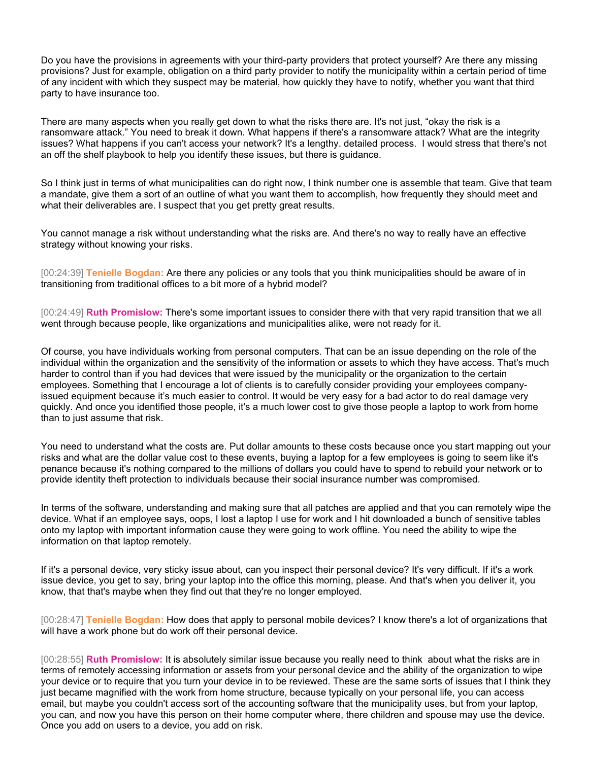Do you have the provisions in agreements with your third-party providers that protect yourself? Are there any missing provisions? Just for example, obligation on a third party provider to notify the municipality within a certain period of time of any incident with which they suspect may be material, how quickly they have to notify, whether you want that third party to have insurance too.

There are many aspects when you really get down to what the risks there are. It's not just, "okay the risk is a ransomware attack." You need to break it down. What happens if there's a ransomware attack? What are the integrity issues? What happens if you can't access your network? It's a lengthy. detailed process. I would stress that there's not an off the shelf playbook to help you identify these issues, but there is guidance.

So I think just in terms of what municipalities can do right now, I think number one is assemble that team. Give that team a mandate, give them a sort of an outline of what you want them to accomplish, how frequently they should meet and what their deliverables are. I suspect that you get pretty great results.

You cannot manage a risk without understanding what the risks are. And there's no way to really have an effective strategy without knowing your risks.

[00:24:39] **Tenielle Bogdan:** Are there any policies or any tools that you think municipalities should be aware of in transitioning from traditional offices to a bit more of a hybrid model?

[00:24:49] **Ruth Promislow:** There's some important issues to consider there with that very rapid transition that we all went through because people, like organizations and municipalities alike, were not ready for it.

Of course, you have individuals working from personal computers. That can be an issue depending on the role of the individual within the organization and the sensitivity of the information or assets to which they have access. That's much harder to control than if you had devices that were issued by the municipality or the organization to the certain employees. Something that I encourage a lot of clients is to carefully consider providing your employees company-issued equipment because it's much easier to control. It would be very easy for a bad actor to do real damage very quickly. And once you identified those people, it's a much lower cost to give those people a laptop to work from home than to just assume that risk.

You need to understand what the costs are. Put dollar amounts to these costs because once you start mapping out your risks and what are the dollar value cost to these events, buying a laptop for a few employees is going to seem like it's penance because it's nothing compared to the millions of dollars you could have to spend to rebuild your network or to provide identity theft protection to individuals because their social insurance number was compromised.

In terms of the software, understanding and making sure that all patches are applied and that you can remotely wipe the device. What if an employee says, oops, I lost a laptop I use for work and I hit downloaded a bunch of sensitive tables onto my laptop with important information cause they were going to work offline. You need the ability to wipe the information on that laptop remotely.

If it's a personal device, very sticky issue about, can you inspect their personal device? It's very difficult. If it's a work issue device, you get to say, bring your laptop into the office this morning, please. And that's when you deliver it, you know, that that's maybe when they find out that they're no longer employed.

[00:28:47] **Tenielle Bogdan:** How does that apply to personal mobile devices? I know there's a lot of organizations that will have a work phone but do work off their personal device.

[00:28:55] **Ruth Promislow:** It is absolutely similar issue because you really need to think about what the risks are in terms of remotely accessing information or assets from your personal device and the ability of the organization to wipe your device or to require that you turn your device in to be reviewed. These are the same sorts of issues that I think they just became magnified with the work from home structure, because typically on your personal life, you can access email, but maybe you couldn't access sort of the accounting software that the municipality uses, but from your laptop, you can, and now you have this person on their home computer where, there children and spouse may use the device. Once you add on users to a device, you add on risk.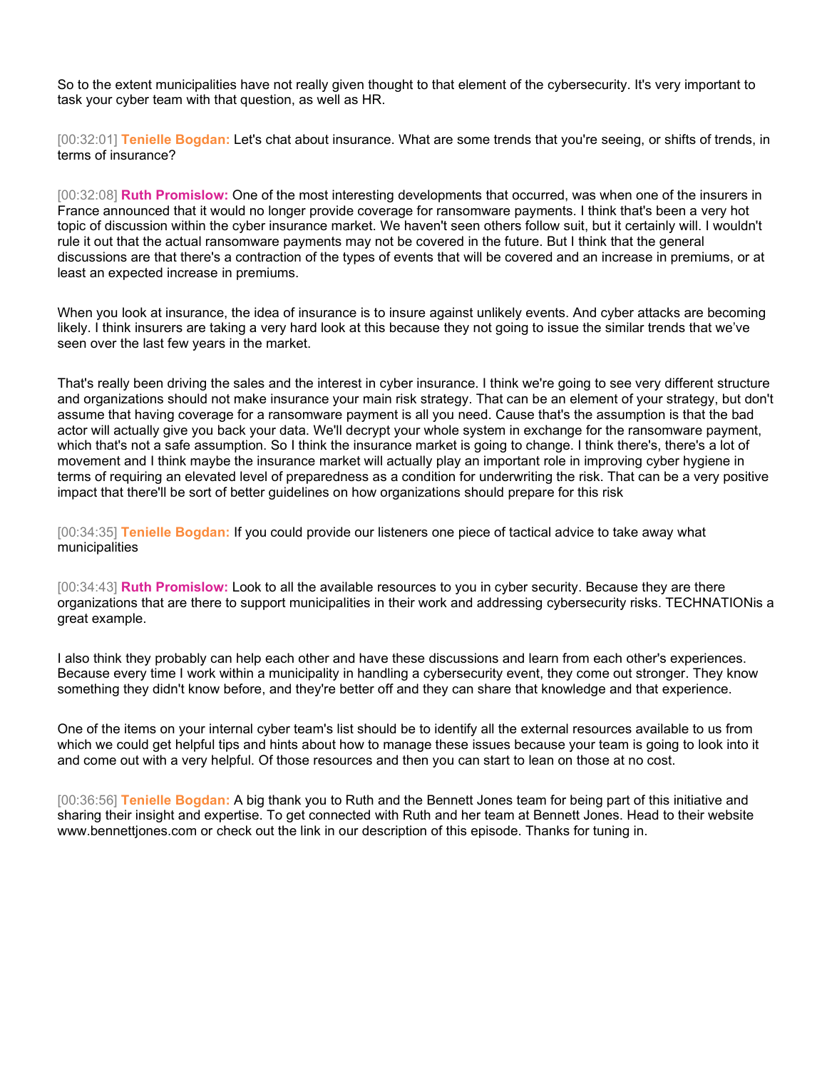So to the extent municipalities have not really given thought to that element of the cybersecurity. It's very important to task your cyber team with that question, as well as HR.

[00:32:01] **Tenielle Bogdan:** Let's chat about insurance. What are some trends that you're seeing, or shifts of trends, in terms of insurance?

[00:32:08] **Ruth Promislow:** One of the most interesting developments that occurred, was when one of the insurers in France announced that it would no longer provide coverage for ransomware payments. I think that's been a very hot topic of discussion within the cyber insurance market. We haven't seen others follow suit, but it certainly will. I wouldn't rule it out that the actual ransomware payments may not be covered in the future. But I think that the general discussions are that there's a contraction of the types of events that will be covered and an increase in premiums, or at least an expected increase in premiums.

When you look at insurance, the idea of insurance is to insure against unlikely events. And cyber attacks are becoming likely. I think insurers are taking a very hard look at this because they not going to issue the similar trends that we've seen over the last few years in the market.

That's really been driving the sales and the interest in cyber insurance. I think we're going to see very different structure and organizations should not make insurance your main risk strategy. That can be an element of your strategy, but don't assume that having coverage for a ransomware payment is all you need. Cause that's the assumption is that the bad actor will actually give you back your data. We'll decrypt your whole system in exchange for the ransomware payment, which that's not a safe assumption. So I think the insurance market is going to change. I think there's, there's a lot of movement and I think maybe the insurance market will actually play an important role in improving cyber hygiene in terms of requiring an elevated level of preparedness as a condition for underwriting the risk. That can be a very positive impact that there'll be sort of better guidelines on how organizations should prepare for this risk

[00:34:35] **Tenielle Bogdan:** If you could provide our listeners one piece of tactical advice to take away what municipalities

[00:34:43] **Ruth Promislow:** Look to all the available resources to you in cyber security. Because they are there organizations that are there to support municipalities in their work and addressing cybersecurity risks. TECHNATIONis a great example.

I also think they probably can help each other and have these discussions and learn from each other's experiences. Because every time I work within a municipality in handling a cybersecurity event, they come out stronger. They know something they didn't know before, and they're better off and they can share that knowledge and that experience.

One of the items on your internal cyber team's list should be to identify all the external resources available to us from which we could get helpful tips and hints about how to manage these issues because your team is going to look into it and come out with a very helpful. Of those resources and then you can start to lean on those at no cost.

[00:36:56] **Tenielle Bogdan:** A big thank you to Ruth and the Bennett Jones team for being part of this initiative and sharing their insight and expertise. To get connected with Ruth and her team at Bennett Jones. Head to their website www.bennettjones.com or check out the link in our description of this episode. Thanks for tuning in.